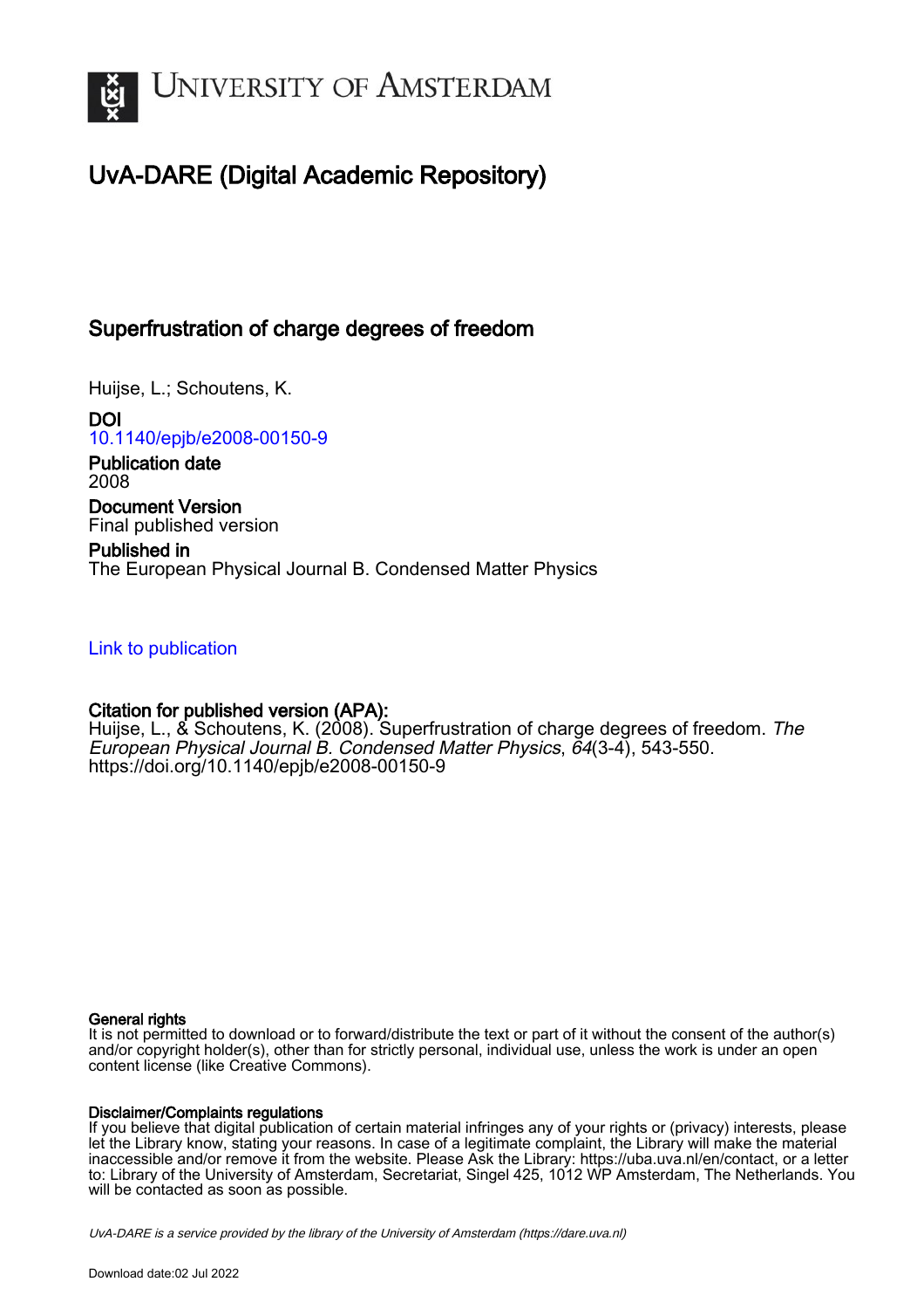UNIVERSITY OF AMSTERDAM

# UvA-DARE (Digital Academic Repository)

## Superfrustration of charge degrees of freedom

Huijse, L.; Schoutens, K.

**DOI**
10.1140/epjb/e2008-00150-9

**Publication date**
2008

**Document Version**
Final published version

**Published in**
The European Physical Journal B. Condensed Matter Physics

Link to publication

**Citation for published version (APA):**
Huijse, L., & Schoutens, K. (2008). Superfrustration of charge degrees of freedom. *The European Physical Journal B. Condensed Matter Physics*, *64*(3-4), 543-550. https://doi.org/10.1140/epjb/e2008-00150-9

**General rights**
It is not permitted to download or to forward/distribute the text or part of it without the consent of the author(s) and/or copyright holder(s), other than for strictly personal, individual use, unless the work is under an open content license (like Creative Commons).

**Disclaimer/Complaints regulations**
If you believe that digital publication of certain material infringes any of your rights or (privacy) interests, please let the Library know, stating your reasons. In case of a legitimate complaint, the Library will make the material inaccessible and/or remove it from the website. Please Ask the Library: https://uba.uva.nl/en/contact, or a letter to: Library of the University of Amsterdam, Secretariat, Singel 425, 1012 WP Amsterdam, The Netherlands. You will be contacted as soon as possible.

*UvA-DARE is a service provided by the library of the University of Amsterdam (https://dare.uva.nl)*

Download date:02 Jul 2022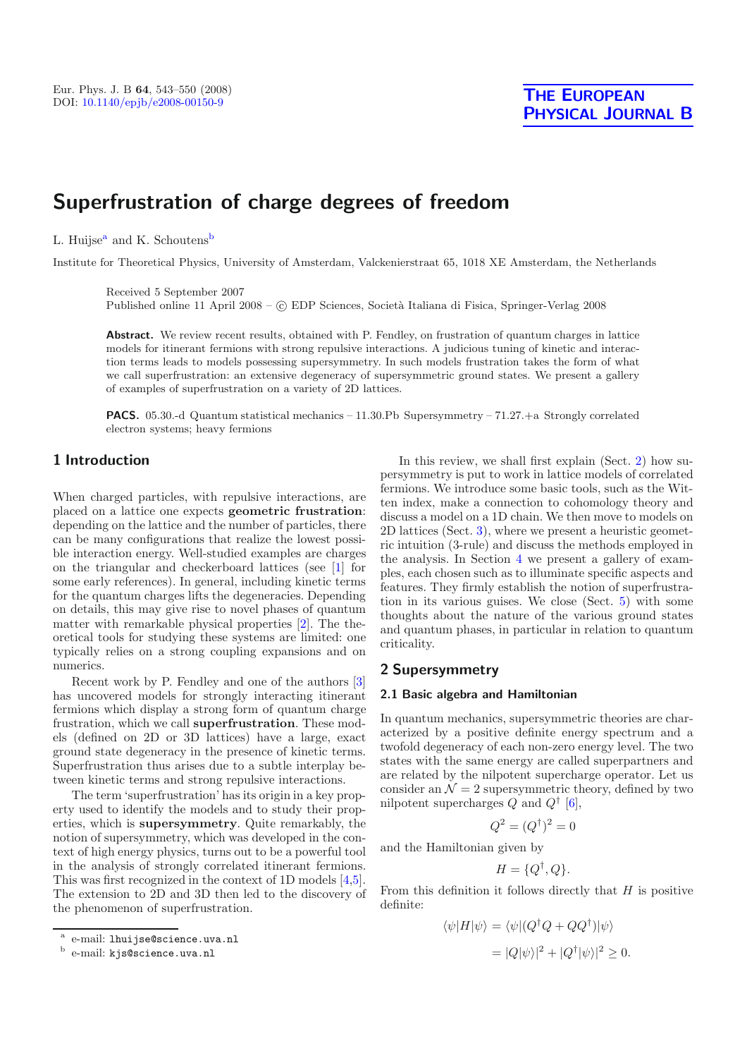# Superfrustration of charge degrees of freedom

L. Huijse[a] and K. Schoutens[b]

Institute for Theoretical Physics, University of Amsterdam, Valckenierstraat 65, 1018 XE Amsterdam, the Netherlands

Received 5 September 2007
Published online 11 April 2008 – © EDP Sciences, Società Italiana di Fisica, Springer-Verlag 2008

**Abstract.** We review recent results, obtained with P. Fendley, on frustration of quantum charges in lattice models for itinerant fermions with strong repulsive interactions. A judicious tuning of kinetic and interaction terms leads to models possessing supersymmetry. In such models frustration takes the form of what we call superfrustration: an extensive degeneracy of supersymmetric ground states. We present a gallery of examples of superfrustration on a variety of 2D lattices.

**PACS.** 05.30.-d Quantum statistical mechanics – 11.30.Pb Supersymmetry – 71.27.+a Strongly correlated electron systems; heavy fermions

## 1 Introduction

When charged particles, with repulsive interactions, are placed on a lattice one expects **geometric frustration**: depending on the lattice and the number of particles, there can be many configurations that realize the lowest possible interaction energy. Well-studied examples are charges on the triangular and checkerboard lattices (see [1] for some early references). In general, including kinetic terms for the quantum charges lifts the degeneracies. Depending on details, this may give rise to novel phases of quantum matter with remarkable physical properties [2]. The theoretical tools for studying these systems are limited: one typically relies on a strong coupling expansions and on numerics.

Recent work by P. Fendley and one of the authors [3] has uncovered models for strongly interacting itinerant fermions which display a strong form of quantum charge frustration, which we call **superfrustration**. These models (defined on 2D or 3D lattices) have a large, exact ground state degeneracy in the presence of kinetic terms. Superfrustration thus arises due to a subtle interplay between kinetic terms and strong repulsive interactions.

The term 'superfrustration' has its origin in a key property used to identify the models and to study their properties, which is **supersymmetry**. Quite remarkably, the notion of supersymmetry, which was developed in the context of high energy physics, turns out to be a powerful tool in the analysis of strongly correlated itinerant fermions. This was first recognized in the context of 1D models [4,5]. The extension to 2D and 3D then led to the discovery of the phenomenon of superfrustration.

In this review, we shall first explain (Sect. 2) how supersymmetry is put to work in lattice models of correlated fermions. We introduce some basic tools, such as the Witten index, make a connection to cohomology theory and discuss a model on a 1D chain. We then move to models on 2D lattices (Sect. 3), where we present a heuristic geometric intuition (3-rule) and discuss the methods employed in the analysis. In Section 4 we present a gallery of examples, each chosen such as to illuminate specific aspects and features. They firmly establish the notion of superfrustration in its various guises. We close (Sect. 5) with some thoughts about the nature of the various ground states and quantum phases, in particular in relation to quantum criticality.

## 2 Supersymmetry

### 2.1 Basic algebra and Hamiltonian

In quantum mechanics, supersymmetric theories are characterized by a positive definite energy spectrum and a twofold degeneracy of each non-zero energy level. The two states with the same energy are called superpartners and are related by the nilpotent supercharge operator. Let us consider an $\mathcal{N}=2$ supersymmetric theory, defined by two nilpotent supercharges $Q$ and $Q^\dagger$ [6],

$$Q^2 = (Q^\dagger)^2 = 0$$

and the Hamiltonian given by

$$H = \{Q^\dagger, Q\}.$$

From this definition it follows directly that $H$ is positive definite:

$$\begin{aligned}\langle\psi|H|\psi\rangle &= \langle\psi|(Q^\dagger Q + QQ^\dagger)|\psi\rangle \\ &= |Q|\psi\rangle|^2 + |Q^\dagger|\psi\rangle|^2 \geq 0.\end{aligned}$$

---

[a] e-mail: lhuijse@science.uva.nl

[b] e-mail: kjs@science.uva.nl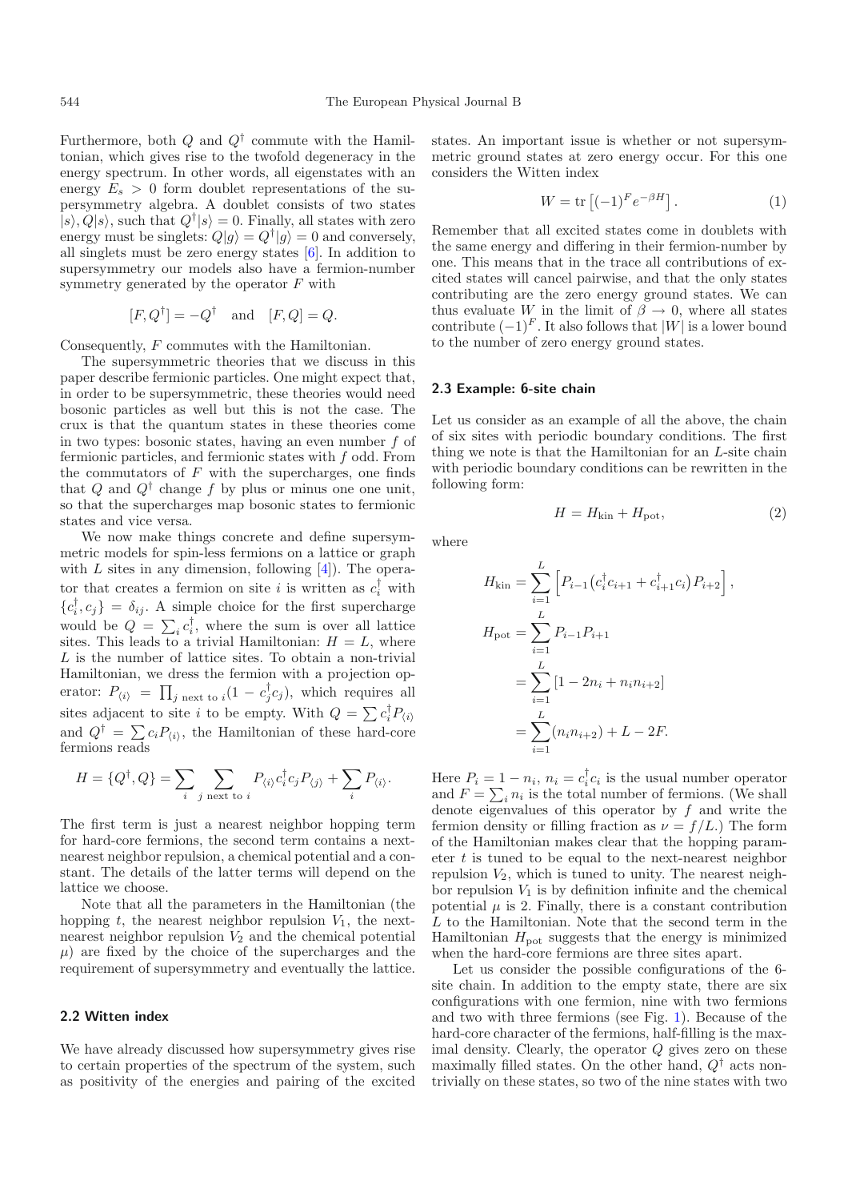Furthermore, both $Q$ and $Q^\dagger$ commute with the Hamiltonian, which gives rise to the twofold degeneracy in the energy spectrum. In other words, all eigenstates with an energy $E_s > 0$ form doublet representations of the supersymmetry algebra. A doublet consists of two states $|s\rangle, Q|s\rangle$, such that $Q^\dagger|s\rangle = 0$. Finally, all states with zero energy must be singlets: $Q|g\rangle = Q^\dagger|g\rangle = 0$ and conversely, all singlets must be zero energy states [6]. In addition to supersymmetry our models also have a fermion-number symmetry generated by the operator $F$ with

$$[F, Q^\dagger] = -Q^\dagger \quad \text{and} \quad [F, Q] = Q.$$

Consequently, $F$ commutes with the Hamiltonian.

The supersymmetric theories that we discuss in this paper describe fermionic particles. One might expect that, in order to be supersymmetric, these theories would need bosonic particles as well but this is not the case. The crux is that the quantum states in these theories come in two types: bosonic states, having an even number $f$ of fermionic particles, and fermionic states with $f$ odd. From the commutators of $F$ with the supercharges, one finds that $Q$ and $Q^\dagger$ change $f$ by plus or minus one one unit, so that the supercharges map bosonic states to fermionic states and vice versa.

We now make things concrete and define supersymmetric models for spin-less fermions on a lattice or graph with $L$ sites in any dimension, following [4]). The operator that creates a fermion on site $i$ is written as $c_i^\dagger$ with $\{c_i^\dagger, c_j\} = \delta_{ij}$. A simple choice for the first supercharge would be $Q = \sum_i c_i^\dagger$, where the sum is over all lattice sites. This leads to a trivial Hamiltonian: $H = L$, where $L$ is the number of lattice sites. To obtain a non-trivial Hamiltonian, we dress the fermion with a projection operator: $P_{\langle i \rangle} = \prod_{j \text{ next to } i}(1 - c_j^\dagger c_j)$, which requires all sites adjacent to site $i$ to be empty. With $Q = \sum c_i^\dagger P_{\langle i \rangle}$ and $Q^\dagger = \sum c_i P_{\langle i \rangle}$, the Hamiltonian of these hard-core fermions reads

$$H = \{Q^\dagger, Q\} = \sum_i \sum_{j \text{ next to } i} P_{\langle i \rangle} c_i^\dagger c_j P_{\langle j \rangle} + \sum_i P_{\langle i \rangle}.$$

The first term is just a nearest neighbor hopping term for hard-core fermions, the second term contains a next-nearest neighbor repulsion, a chemical potential and a constant. The details of the latter terms will depend on the lattice we choose.

Note that all the parameters in the Hamiltonian (the hopping $t$, the nearest neighbor repulsion $V_1$, the next-nearest neighbor repulsion $V_2$ and the chemical potential $\mu$) are fixed by the choice of the supercharges and the requirement of supersymmetry and eventually the lattice.

### 2.2 Witten index

We have already discussed how supersymmetry gives rise to certain properties of the spectrum of the system, such as positivity of the energies and pairing of the excited states. An important issue is whether or not supersymmetric ground states at zero energy occur. For this one considers the Witten index

$$W = \mathrm{tr}\left[(-1)^F e^{-\beta H}\right]. \tag{1}$$

Remember that all excited states come in doublets with the same energy and differing in their fermion-number by one. This means that in the trace all contributions of excited states will cancel pairwise, and that the only states contributing are the zero energy ground states. We can thus evaluate $W$ in the limit of $\beta \to 0$, where all states contribute $(-1)^F$. It also follows that $|W|$ is a lower bound to the number of zero energy ground states.

### 2.3 Example: 6-site chain

Let us consider as an example of all the above, the chain of six sites with periodic boundary conditions. The first thing we note is that the Hamiltonian for an $L$-site chain with periodic boundary conditions can be rewritten in the following form:

$$H = H_{\text{kin}} + H_{\text{pot}}, \tag{2}$$

where

$$\begin{aligned}
H_{\text{kin}} &= \sum_{i=1}^{L} \left[ P_{i-1} \big(c_i^\dagger c_{i+1} + c_{i+1}^\dagger c_i\big) P_{i+2} \right], \\
H_{\text{pot}} &= \sum_{i=1}^{L} P_{i-1} P_{i+1} \\
&= \sum_{i=1}^{L} \left[1 - 2n_i + n_i n_{i+2}\right] \\
&= \sum_{i=1}^{L} (n_i n_{i+2}) + L - 2F.
\end{aligned}$$

Here $P_i = 1 - n_i$, $n_i = c_i^\dagger c_i$ is the usual number operator and $F = \sum_i n_i$ is the total number of fermions. (We shall denote eigenvalues of this operator by $f$ and write the fermion density or filling fraction as $\nu = f/L$.) The form of the Hamiltonian makes clear that the hopping parameter $t$ is tuned to be equal to the next-nearest neighbor repulsion $V_2$, which is tuned to unity. The nearest neighbor repulsion $V_1$ is by definition infinite and the chemical potential $\mu$ is 2. Finally, there is a constant contribution $L$ to the Hamiltonian. Note that the second term in the Hamiltonian $H_{\text{pot}}$ suggests that the energy is minimized when the hard-core fermions are three sites apart.

Let us consider the possible configurations of the 6-site chain. In addition to the empty state, there are six configurations with one fermion, nine with two fermions and two with three fermions (see Fig. 1). Because of the hard-core character of the fermions, half-filling is the maximal density. Clearly, the operator $Q$ gives zero on these maximally filled states. On the other hand, $Q^\dagger$ acts non-trivially on these states, so two of the nine states with two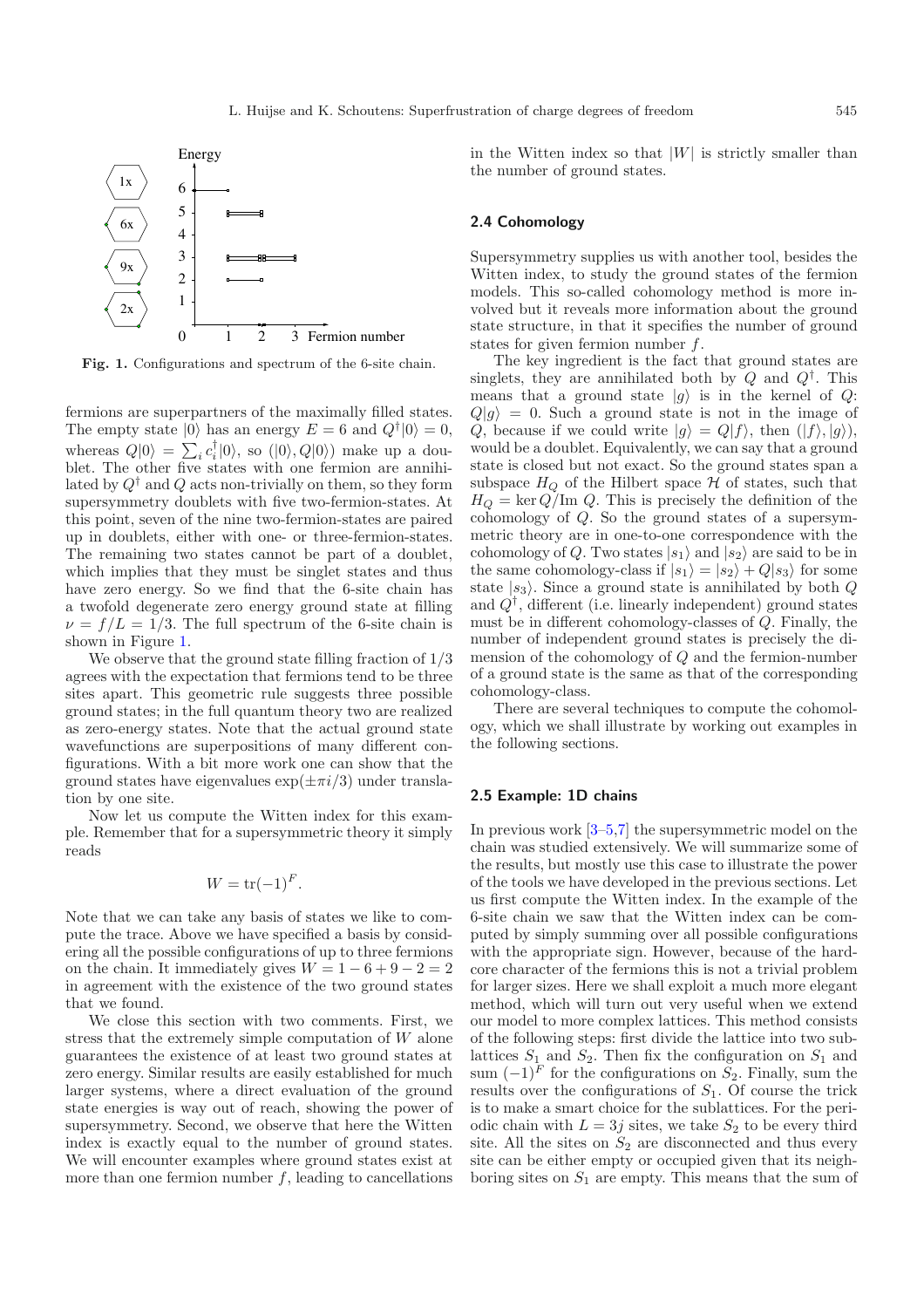Fig. 1. Configurations and spectrum of the 6-site chain.

fermions are superpartners of the maximally filled states. The empty state $|0\rangle$ has an energy $E = 6$ and $Q^\dagger|0\rangle = 0$, whereas $Q|0\rangle = \sum_i c_i^\dagger|0\rangle$, so $(|0\rangle, Q|0\rangle)$ make up a doublet. The other five states with one fermion are annihilated by $Q^\dagger$ and $Q$ acts non-trivially on them, so they form supersymmetry doublets with five two-fermion-states. At this point, seven of the nine two-fermion-states are paired up in doublets, either with one- or three-fermion-states. The remaining two states cannot be part of a doublet, which implies that they must be singlet states and thus have zero energy. So we find that the 6-site chain has a twofold degenerate zero energy ground state at filling $\nu = f/L = 1/3$. The full spectrum of the 6-site chain is shown in Figure 1.

We observe that the ground state filling fraction of $1/3$ agrees with the expectation that fermions tend to be three sites apart. This geometric rule suggests three possible ground states; in the full quantum theory two are realized as zero-energy states. Note that the actual ground state wavefunctions are superpositions of many different configurations. With a bit more work one can show that the ground states have eigenvalues $\exp(\pm\pi i/3)$ under translation by one site.

Now let us compute the Witten index for this example. Remember that for a supersymmetric theory it simply reads

$$W = \mathrm{tr}(-1)^F.$$

Note that we can take any basis of states we like to compute the trace. Above we have specified a basis by considering all the possible configurations of up to three fermions on the chain. It immediately gives $W = 1 - 6 + 9 - 2 = 2$ in agreement with the existence of the two ground states that we found.

We close this section with two comments. First, we stress that the extremely simple computation of $W$ alone guarantees the existence of at least two ground states at zero energy. Similar results are easily established for much larger systems, where a direct evaluation of the ground state energies is way out of reach, showing the power of supersymmetry. Second, we observe that here the Witten index is exactly equal to the number of ground states. We will encounter examples where ground states exist at more than one fermion number $f$, leading to cancellations in the Witten index so that $|W|$ is strictly smaller than the number of ground states.

### 2.4 Cohomology

Supersymmetry supplies us with another tool, besides the Witten index, to study the ground states of the fermion models. This so-called cohomology method is more involved but it reveals more information about the ground state structure, in that it specifies the number of ground states for given fermion number $f$.

The key ingredient is the fact that ground states are singlets, they are annihilated both by $Q$ and $Q^\dagger$. This means that a ground state $|g\rangle$ is in the kernel of $Q$: $Q|g\rangle = 0$. Such a ground state is not in the image of $Q$, because if we could write $|g\rangle = Q|f\rangle$, then $(|f\rangle, |g\rangle)$, would be a doublet. Equivalently, we can say that a ground state is closed but not exact. So the ground states span a subspace $H_Q$ of the Hilbert space $\mathcal{H}$ of states, such that $H_Q = \ker Q / \mathrm{Im}\ Q$. This is precisely the definition of the cohomology of $Q$. So the ground states of a supersymmetric theory are in one-to-one correspondence with the cohomology of $Q$. Two states $|s_1\rangle$ and $|s_2\rangle$ are said to be in the same cohomology-class if $|s_1\rangle = |s_2\rangle + Q|s_3\rangle$ for some state $|s_3\rangle$. Since a ground state is annihilated by both $Q$ and $Q^\dagger$, different (i.e. linearly independent) ground states must be in different cohomology-classes of $Q$. Finally, the number of independent ground states is precisely the dimension of the cohomology of $Q$ and the fermion-number of a ground state is the same as that of the corresponding cohomology-class.

There are several techniques to compute the cohomology, which we shall illustrate by working out examples in the following sections.

### 2.5 Example: 1D chains

In previous work [3–5,7] the supersymmetric model on the chain was studied extensively. We will summarize some of the results, but mostly use this case to illustrate the power of the tools we have developed in the previous sections. Let us first compute the Witten index. In the example of the 6-site chain we saw that the Witten index can be computed by simply summing over all possible configurations with the appropriate sign. However, because of the hard-core character of the fermions this is not a trivial problem for larger sizes. Here we shall exploit a much more elegant method, which will turn out very useful when we extend our model to more complex lattices. This method consists of the following steps: first divide the lattice into two sublattices $S_1$ and $S_2$. Then fix the configuration on $S_1$ and sum $(-1)^F$ for the configurations on $S_2$. Finally, sum the results over the configurations of $S_1$. Of course the trick is to make a smart choice for the sublattices. For the periodic chain with $L = 3j$ sites, we take $S_2$ to be every third site. All the sites on $S_2$ are disconnected and thus every site can be either empty or occupied given that its neighboring sites on $S_1$ are empty. This means that the sum of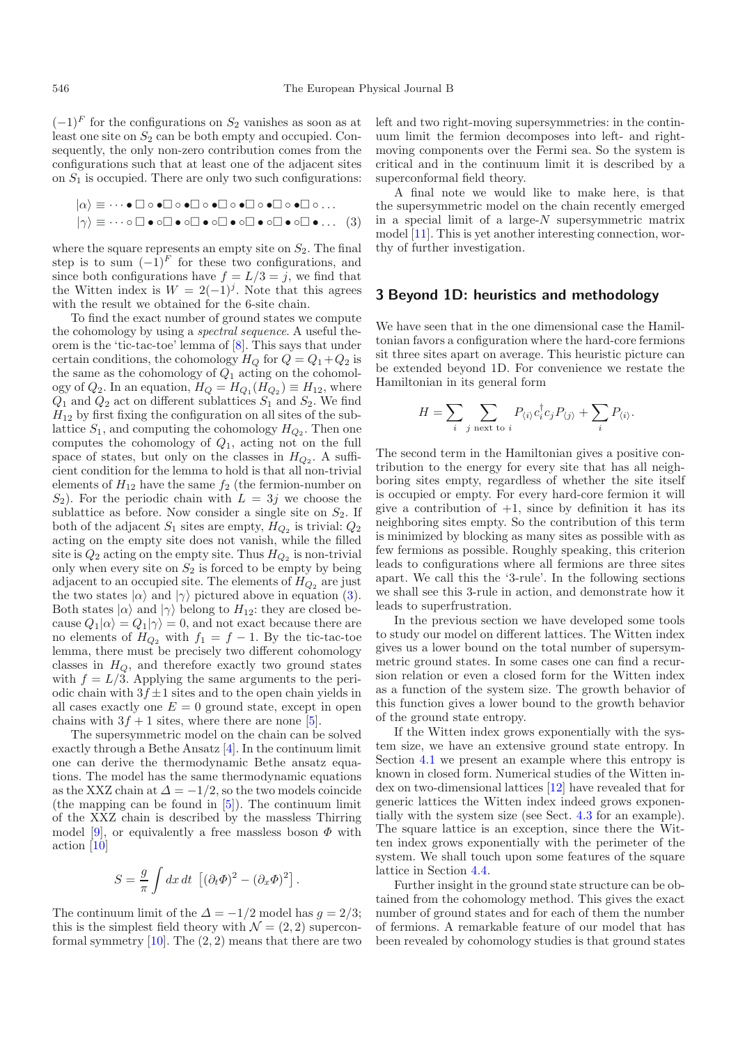$(-1)^F$ for the configurations on $S_2$ vanishes as soon as at least one site on $S_2$ can be both empty and occupied. Consequently, the only non-zero contribution comes from the configurations such that at least one of the adjacent sites on $S_1$ is occupied. There are only two such configurations:

$$|\alpha\rangle \equiv \cdots \bullet \square \circ \bullet \square \circ \bullet \square \circ \bullet \square \circ \bullet \square \circ \bullet \square \circ \bullet \square \circ \ldots$$
$$|\gamma\rangle \equiv \cdots \circ \square \bullet \circ \square \bullet \circ \square \bullet \circ \square \bullet \circ \square \bullet \circ \square \bullet \circ \square \bullet \ldots \quad (3)$$

where the square represents an empty site on $S_2$. The final step is to sum $(-1)^F$ for these two configurations, and since both configurations have $f = L/3 = j$, we find that the Witten index is $W = 2(-1)^j$. Note that this agrees with the result we obtained for the 6-site chain.

To find the exact number of ground states we compute the cohomology by using a *spectral sequence*. A useful theorem is the 'tic-tac-toe' lemma of [8]. This says that under certain conditions, the cohomology $H_Q$ for $Q = Q_1 + Q_2$ is the same as the cohomology of $Q_1$ acting on the cohomology of $Q_2$. In an equation, $H_Q = H_{Q_1}(H_{Q_2}) \equiv H_{12}$, where $Q_1$ and $Q_2$ act on different sublattices $S_1$ and $S_2$. We find $H_{12}$ by first fixing the configuration on all sites of the sublattice $S_1$, and computing the cohomology $H_{Q_2}$. Then one computes the cohomology of $Q_1$, acting not on the full space of states, but only on the classes in $H_{Q_2}$. A sufficient condition for the lemma to hold is that all non-trivial elements of $H_{12}$ have the same $f_2$ (the fermion-number on $S_2$). For the periodic chain with $L = 3j$ we choose the sublattice as before. Now consider a single site on $S_2$. If both of the adjacent $S_1$ sites are empty, $H_{Q_2}$ is trivial: $Q_2$ acting on the empty site does not vanish, while the filled site is $Q_2$ acting on the empty site. Thus $H_{Q_2}$ is non-trivial only when every site on $S_2$ is forced to be empty by being adjacent to an occupied site. The elements of $H_{Q_2}$ are just the two states $|\alpha\rangle$ and $|\gamma\rangle$ pictured above in equation (3). Both states $|\alpha\rangle$ and $|\gamma\rangle$ belong to $H_{12}$: they are closed because $Q_1|\alpha\rangle = Q_1|\gamma\rangle = 0$, and not exact because there are no elements of $H_{Q_2}$ with $f_1 = f - 1$. By the tic-tac-toe lemma, there must be precisely two different cohomology classes in $H_Q$, and therefore exactly two ground states with $f = L/3$. Applying the same arguments to the periodic chain with $3f \pm 1$ sites and to the open chain yields in all cases exactly one $E = 0$ ground state, except in open chains with $3f + 1$ sites, where there are none [5].

The supersymmetric model on the chain can be solved exactly through a Bethe Ansatz [4]. In the continuum limit one can derive the thermodynamic Bethe ansatz equations. The model has the same thermodynamic equations as the XXZ chain at $\Delta = -1/2$, so the two models coincide (the mapping can be found in [5]). The continuum limit of the XXZ chain is described by the massless Thirring model [9], or equivalently a free massless boson $\Phi$ with action [10]

$$S = \frac{g}{\pi} \int dx\, dt\, \left[ (\partial_t \Phi)^2 - (\partial_x \Phi)^2 \right].$$

The continuum limit of the $\Delta = -1/2$ model has $g = 2/3$; this is the simplest field theory with $\mathcal{N} = (2, 2)$ superconformal symmetry [10]. The $(2, 2)$ means that there are two left and two right-moving supersymmetries: in the continuum limit the fermion decomposes into left- and right-moving components over the Fermi sea. So the system is critical and in the continuum limit it is described by a superconformal field theory.

A final note we would like to make here, is that the supersymmetric model on the chain recently emerged in a special limit of a large-$N$ supersymmetric matrix model [11]. This is yet another interesting connection, worthy of further investigation.

## 3 Beyond 1D: heuristics and methodology

We have seen that in the one dimensional case the Hamiltonian favors a configuration where the hard-core fermions sit three sites apart on average. This heuristic picture can be extended beyond 1D. For convenience we restate the Hamiltonian in its general form

$$H = \sum_i \sum_{j \text{ next to } i} P_{\langle i \rangle} c_i^\dagger c_j P_{\langle j \rangle} + \sum_i P_{\langle i \rangle}.$$

The second term in the Hamiltonian gives a positive contribution to the energy for every site that has all neighboring sites empty, regardless of whether the site itself is occupied or empty. For every hard-core fermion it will give a contribution of $+1$, since by definition it has its neighboring sites empty. So the contribution of this term is minimized by blocking as many sites as possible with as few fermions as possible. Roughly speaking, this criterion leads to configurations where all fermions are three sites apart. We call this the '3-rule'. In the following sections we shall see this 3-rule in action, and demonstrate how it leads to superfrustration.

In the previous section we have developed some tools to study our model on different lattices. The Witten index gives us a lower bound on the total number of supersymmetric ground states. In some cases one can find a recursion relation or even a closed form for the Witten index as a function of the system size. The growth behavior of this function gives a lower bound to the growth behavior of the ground state entropy.

If the Witten index grows exponentially with the system size, we have an extensive ground state entropy. In Section 4.1 we present an example where this entropy is known in closed form. Numerical studies of the Witten index on two-dimensional lattices [12] have revealed that for generic lattices the Witten index indeed grows exponentially with the system size (see Sect. 4.3 for an example). The square lattice is an exception, since there the Witten index grows exponentially with the perimeter of the system. We shall touch upon some features of the square lattice in Section 4.4.

Further insight in the ground state structure can be obtained from the cohomology method. This gives the exact number of ground states and for each of them the number of fermions. A remarkable feature of our model that has been revealed by cohomology studies is that ground states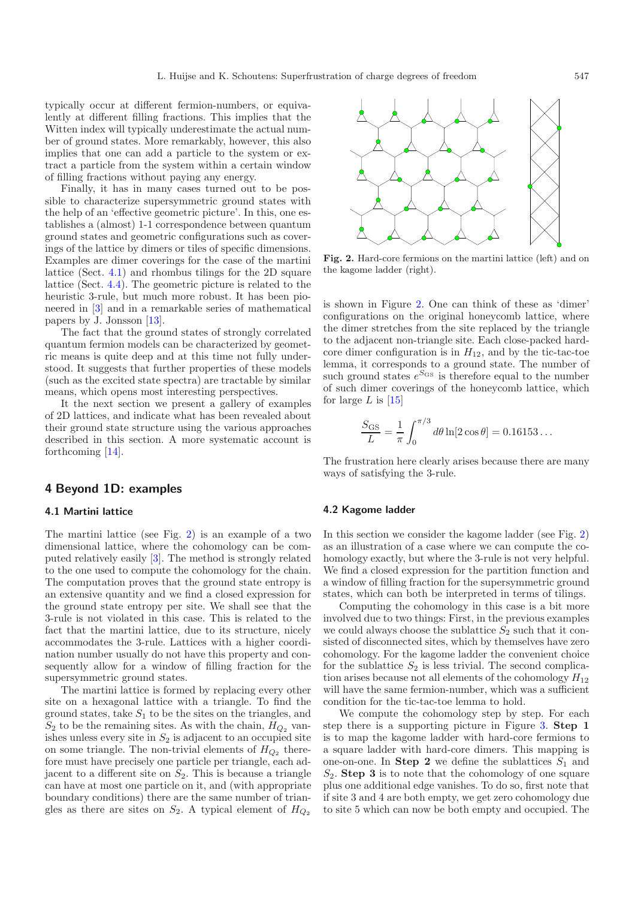typically occur at different fermion-numbers, or equivalently at different filling fractions. This implies that the Witten index will typically underestimate the actual number of ground states. More remarkably, however, this also implies that one can add a particle to the system or extract a particle from the system within a certain window of filling fractions without paying any energy.

Finally, it has in many cases turned out to be possible to characterize supersymmetric ground states with the help of an 'effective geometric picture'. In this, one establishes a (almost) 1-1 correspondence between quantum ground states and geometric configurations such as coverings of the lattice by dimers or tiles of specific dimensions. Examples are dimer coverings for the case of the martini lattice (Sect. 4.1) and rhombus tilings for the 2D square lattice (Sect. 4.4). The geometric picture is related to the heuristic 3-rule, but much more robust. It has been pioneered in [3] and in a remarkable series of mathematical papers by J. Jonsson [13].

The fact that the ground states of strongly correlated quantum fermion models can be characterized by geometric means is quite deep and at this time not fully understood. It suggests that further properties of these models (such as the excited state spectra) are tractable by similar means, which opens most interesting perspectives.

It the next section we present a gallery of examples of 2D lattices, and indicate what has been revealed about their ground state structure using the various approaches described in this section. A more systematic account is forthcoming [14].

## 4 Beyond 1D: examples

### 4.1 Martini lattice

The martini lattice (see Fig. 2) is an example of a two dimensional lattice, where the cohomology can be computed relatively easily [3]. The method is strongly related to the one used to compute the cohomology for the chain. The computation proves that the ground state entropy is an extensive quantity and we find a closed expression for the ground state entropy per site. We shall see that the 3-rule is not violated in this case. This is related to the fact that the martini lattice, due to its structure, nicely accommodates the 3-rule. Lattices with a higher coordination number usually do not have this property and consequently allow for a window of filling fraction for the supersymmetric ground states.

The martini lattice is formed by replacing every other site on a hexagonal lattice with a triangle. To find the ground states, take $S_1$ to be the sites on the triangles, and $S_2$ to be the remaining sites. As with the chain, $H_{Q_2}$ vanishes unless every site in $S_2$ is adjacent to an occupied site on some triangle. The non-trivial elements of $H_{Q_2}$ therefore must have precisely one particle per triangle, each adjacent to a different site on $S_2$. This is because a triangle can have at most one particle on it, and (with appropriate boundary conditions) there are the same number of triangles as there are sites on $S_2$. A typical element of $H_{Q_2}$ is shown in Figure 2. One can think of these as 'dimer' configurations on the original honeycomb lattice, where the dimer stretches from the site replaced by the triangle to the adjacent non-triangle site. Each close-packed hard-core dimer configuration is in $H_{12}$, and by the tic-tac-toe lemma, it corresponds to a ground state. The number of such ground states $e^{S_{\mathrm{GS}}}$ is therefore equal to the number of such dimer coverings of the honeycomb lattice, which for large $L$ is [15]

$$\frac{S_{\mathrm{GS}}}{L} = \frac{1}{\pi}\int_0^{\pi/3} d\theta \ln[2\cos\theta] = 0.16153\ldots$$

The frustration here clearly arises because there are many ways of satisfying the 3-rule.

**Fig. 2.** Hard-core fermions on the martini lattice (left) and on the kagome ladder (right).

### 4.2 Kagome ladder

In this section we consider the kagome ladder (see Fig. 2) as an illustration of a case where we can compute the cohomology exactly, but where the 3-rule is not very helpful. We find a closed expression for the partition function and a window of filling fraction for the supersymmetric ground states, which can both be interpreted in terms of tilings.

Computing the cohomology in this case is a bit more involved due to two things: First, in the previous examples we could always choose the sublattice $S_2$ such that it consisted of disconnected sites, which by themselves have zero cohomology. For the kagome ladder the convenient choice for the sublattice $S_2$ is less trivial. The second complication arises because not all elements of the cohomology $H_{12}$ will have the same fermion-number, which was a sufficient condition for the tic-tac-toe lemma to hold.

We compute the cohomology step by step. For each step there is a supporting picture in Figure 3. **Step 1** is to map the kagome ladder with hard-core fermions to a square ladder with hard-core dimers. This mapping is one-on-one. In **Step 2** we define the sublattices $S_1$ and $S_2$. **Step 3** is to note that the cohomology of one square plus one additional edge vanishes. To do so, first note that if site 3 and 4 are both empty, we get zero cohomology due to site 5 which can now be both empty and occupied. The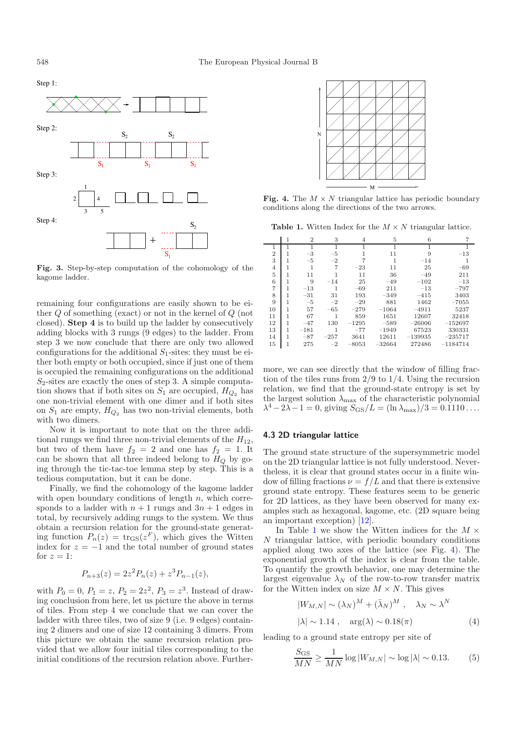Step 1:

Step 2:

Step 3:

Step 4:

**Fig. 3.** Step-by-step computation of the cohomology of the kagome ladder.

remaining four configurations are easily shown to be either $Q$ of something (exact) or not in the kernel of $Q$ (not closed). **Step 4** is to build up the ladder by consecutively adding blocks with 3 rungs (9 edges) to the ladder. From step 3 we now conclude that there are only two allowed configurations for the additional $S_1$-sites: they must be either both empty or both occupied, since if just one of them is occupied the remaining configurations on the additional $S_2$-sites are exactly the ones of step 3. A simple computation shows that if both sites on $S_1$ are occupied, $H_{Q_2}$ has one non-trivial element with one dimer and if both sites on $S_1$ are empty, $H_{Q_2}$ has two non-trivial elements, both with two dimers.

Now it is important to note that on the three additional rungs we find three non-trivial elements of the $H_{12}$, but two of them have $f_2 = 2$ and one has $f_2 = 1$. It can be shown that all three indeed belong to $H_Q$ by going through the tic-tac-toe lemma step by step. This is a tedious computation, but it can be done.

Finally, we find the cohomology of the kagome ladder with open boundary conditions of length $n$, which corresponds to a ladder with $n+1$ rungs and $3n+1$ edges in total, by recursively adding rungs to the system. We thus obtain a recursion relation for the ground-state generating function $P_n(z) = \mathrm{tr}_{\mathrm{GS}}(z^F)$, which gives the Witten index for $z=-1$ and the total number of ground states for $z=1$:

$$P_{n+3}(z) = 2z^2 P_n(z) + z^3 P_{n-1}(z),$$

with $P_0 = 0$, $P_1 = z$, $P_2 = 2z^2$, $P_3 = z^3$. Instead of drawing conclusion from here, let us picture the above in terms of tiles. From step 4 we conclude that we can cover the ladder with three tiles, two of size 9 (i.e. 9 edges) containing 2 dimers and one of size 12 containing 3 dimers. From this picture we obtain the same recursion relation provided that we allow four initial tiles corresponding to the initial conditions of the recursion relation above. Furthermore, we can see directly that the window of filling fraction of the tiles runs from $2/9$ to $1/4$. Using the recursion relation, we find that the ground-state entropy is set by the largest solution $\lambda_{\max}$ of the characteristic polynomial $\lambda^4 - 2\lambda - 1 = 0$, giving $S_{\mathrm{GS}}/L = (\ln \lambda_{\max})/3 = 0.1110\ldots$.

**Fig. 4.** The $M \times N$ triangular lattice has periodic boundary conditions along the directions of the two arrows.

**Table 1.** Witten Index for the $M \times N$ triangular lattice.

| | 1 | 2 | 3 | 4 | 5 | 6 | 7 |
|---|---|---|---|---|---|---|---|
| 1 | 1 | 1 | 1 | 1 | 1 | 1 | 1 |
| 2 | 1 | −3 | −5 | 1 | 11 | 9 | −13 |
| 3 | 1 | −5 | −2 | 7 | 1 | −14 | 1 |
| 4 | 1 | 1 | 7 | −23 | 11 | 25 | −69 |
| 5 | 1 | 11 | 1 | 11 | 36 | −49 | 211 |
| 6 | 1 | 9 | −14 | 25 | −49 | −102 | −13 |
| 7 | 1 | −13 | 1 | −69 | 211 | −13 | −797 |
| 8 | 1 | −31 | 31 | 193 | −349 | −415 | 3403 |
| 9 | 1 | −5 | −2 | −29 | 881 | 1462 | −7055 |
| 10 | 1 | 57 | −65 | −279 | −1064 | −4911 | 5237 |
| 11 | 1 | 67 | 1 | 859 | 1651 | 12607 | 32418 |
| 12 | 1 | −47 | 130 | −1295 | −589 | −26006 | −152697 |
| 13 | 1 | −181 | 1 | −77 | −1949 | 67523 | 330331 |
| 14 | 1 | −87 | −257 | 3641 | 12611 | −139935 | −235717 |
| 15 | 1 | 275 | −2 | −8053 | −32664 | 272486 | −1184714 |

### 4.3 2D triangular lattice

The ground state structure of the supersymmetric model on the 2D triangular lattice is not fully understood. Nevertheless, it is clear that ground states occur in a finite window of filling fractions $\nu = f/L$ and that there is extensive ground state entropy. These features seem to be generic for 2D lattices, as they have been observed for many examples such as hexagonal, kagome, etc. (2D square being an important exception) [12].

In Table 1 we show the Witten indices for the $M \times N$ triangular lattice, with periodic boundary conditions applied along two axes of the lattice (see Fig. 4). The exponential growth of the index is clear from the table. To quantify the growth behavior, one may determine the largest eigenvalue $\lambda_N$ of the row-to-row transfer matrix for the Witten index on size $M \times N$. This gives

$$|W_{M,N}| \sim (\lambda_N)^M + (\bar{\lambda}_N)^M \,, \quad \lambda_N \sim \lambda^N$$
$$|\lambda| \sim 1.14 \,, \quad \arg(\lambda) \sim 0.18(\pi) \tag{4}$$

leading to a ground state entropy per site of

$$\frac{S_{\mathrm{GS}}}{MN} \geq \frac{1}{MN} \log |W_{M,N}| \sim \log |\lambda| \sim 0.13. \tag{5}$$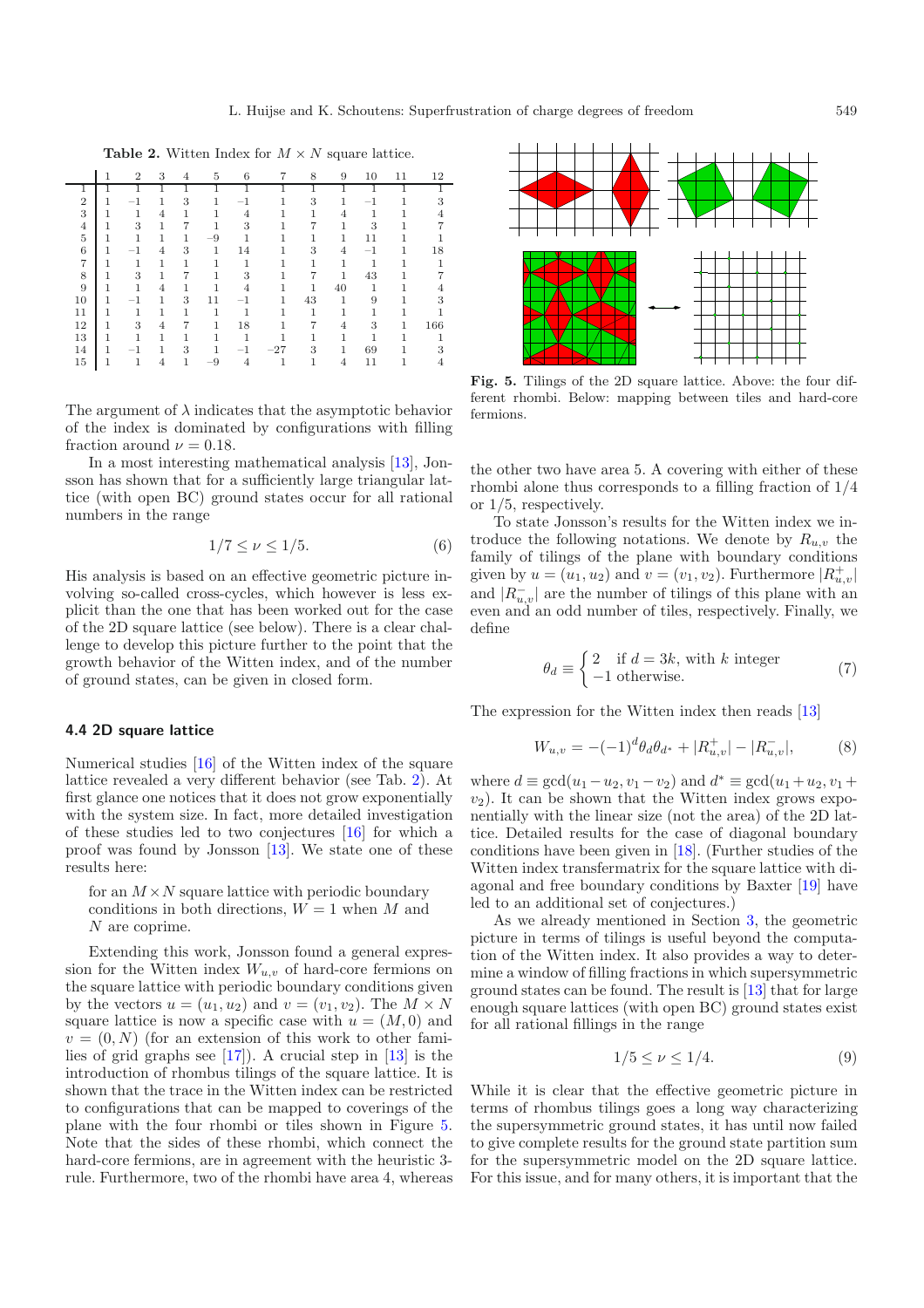**Table 2.** Witten Index for $M \times N$ square lattice.

| | 1 | 2 | 3 | 4 | 5 | 6 | 7 | 8 | 9 | 10 | 11 | 12 |
|---|---|---|---|---|---|---|---|---|---|---|---|---|
| 1 | 1 | 1 | 1 | 1 | 1 | 1 | 1 | 1 | 1 | 1 | 1 | 1 |
| 2 | 1 | −1 | 1 | 3 | 1 | −1 | 1 | 3 | 1 | −1 | 1 | 3 |
| 3 | 1 | 1 | 4 | 1 | 1 | 4 | 1 | 1 | 4 | 1 | 1 | 4 |
| 4 | 1 | 3 | 1 | 7 | 1 | 3 | 1 | 7 | 1 | 3 | 1 | 7 |
| 5 | 1 | 1 | 1 | 1 | −9 | 1 | 1 | 1 | 1 | 11 | 1 | 1 |
| 6 | 1 | −1 | 4 | 3 | 1 | 14 | 1 | 3 | 4 | −1 | 1 | 18 |
| 7 | 1 | 1 | 1 | 1 | 1 | 1 | 1 | 1 | 1 | 1 | 1 | 1 |
| 8 | 1 | 3 | 1 | 7 | 1 | 3 | 1 | 7 | 1 | 43 | 1 | 7 |
| 9 | 1 | 1 | 4 | 1 | 1 | 4 | 1 | 1 | 40 | 1 | 1 | 4 |
| 10 | 1 | −1 | 1 | 3 | 11 | −1 | 1 | 43 | 1 | 9 | 1 | 3 |
| 11 | 1 | 1 | 1 | 1 | 1 | 1 | 1 | 1 | 1 | 1 | 1 | 1 |
| 12 | 1 | 3 | 4 | 7 | 1 | 18 | 1 | 7 | 4 | 3 | 1 | 166 |
| 13 | 1 | 1 | 1 | 1 | 1 | 1 | 1 | 1 | 1 | 1 | 1 | 1 |
| 14 | 1 | −1 | 1 | 3 | 1 | −1 | −27 | 3 | 1 | 69 | 1 | 3 |
| 15 | 1 | 1 | 4 | 1 | −9 | 4 | 1 | 1 | 4 | 11 | 1 | 4 |

The argument of $\lambda$ indicates that the asymptotic behavior of the index is dominated by configurations with filling fraction around $\nu = 0.18$.

In a most interesting mathematical analysis [13], Jonsson has shown that for a sufficiently large triangular lattice (with open BC) ground states occur for all rational numbers in the range

$$1/7 \leq \nu \leq 1/5. \tag{6}$$

His analysis is based on an effective geometric picture involving so-called cross-cycles, which however is less explicit than the one that has been worked out for the case of the 2D square lattice (see below). There is a clear challenge to develop this picture further to the point that the growth behavior of the Witten index, and of the number of ground states, can be given in closed form.

### 4.4 2D square lattice

Numerical studies [16] of the Witten index of the square lattice revealed a very different behavior (see Tab. 2). At first glance one notices that it does not grow exponentially with the system size. In fact, more detailed investigation of these studies led to two conjectures [16] for which a proof was found by Jonsson [13]. We state one of these results here:

> for an $M \times N$ square lattice with periodic boundary conditions in both directions, $W = 1$ when $M$ and $N$ are coprime.

Extending this work, Jonsson found a general expression for the Witten index $W_{u,v}$ of hard-core fermions on the square lattice with periodic boundary conditions given by the vectors $u = (u_1, u_2)$ and $v = (v_1, v_2)$. The $M \times N$ square lattice is now a specific case with $u = (M, 0)$ and $v = (0, N)$ (for an extension of this work to other families of grid graphs see [17]). A crucial step in [13] is the introduction of rhombus tilings of the square lattice. It is shown that the trace in the Witten index can be restricted to configurations that can be mapped to coverings of the plane with the four rhombi or tiles shown in Figure 5. Note that the sides of these rhombi, which connect the hard-core fermions, are in agreement with the heuristic 3-rule. Furthermore, two of the rhombi have area 4, whereas the other two have area 5. A covering with either of these rhombi alone thus corresponds to a filling fraction of 1/4 or 1/5, respectively.

**Fig. 5.** Tilings of the 2D square lattice. Above: the four different rhombi. Below: mapping between tiles and hard-core fermions.

To state Jonsson's results for the Witten index we introduce the following notations. We denote by $R_{u,v}$ the family of tilings of the plane with boundary conditions given by $u = (u_1, u_2)$ and $v = (v_1, v_2)$. Furthermore $|R^+_{u,v}|$ and $|R^-_{u,v}|$ are the number of tilings of this plane with an even and an odd number of tiles, respectively. Finally, we define

$$\theta_d \equiv \begin{cases} 2 & \text{if } d = 3k, \text{ with } k \text{ integer} \\ -1 & \text{otherwise.} \end{cases} \tag{7}$$

The expression for the Witten index then reads [13]

$$W_{u,v} = -(-1)^d \theta_d \theta_{d^*} + |R^+_{u,v}| - |R^-_{u,v}|, \tag{8}$$

where $d \equiv \gcd(u_1 - u_2, v_1 - v_2)$ and $d^* \equiv \gcd(u_1 + u_2, v_1 + v_2)$. It can be shown that the Witten index grows exponentially with the linear size (not the area) of the 2D lattice. Detailed results for the case of diagonal boundary conditions have been given in [18]. (Further studies of the Witten index transfermatrix for the square lattice with diagonal and free boundary conditions by Baxter [19] have led to an additional set of conjectures.)

As we already mentioned in Section 3, the geometric picture in terms of tilings is useful beyond the computation of the Witten index. It also provides a way to determine a window of filling fractions in which supersymmetric ground states can be found. The result is [13] that for large enough square lattices (with open BC) ground states exist for all rational fillings in the range

$$1/5 \leq \nu \leq 1/4. \tag{9}$$

While it is clear that the effective geometric picture in terms of rhombus tilings goes a long way characterizing the supersymmetric ground states, it has until now failed to give complete results for the ground state partition sum for the supersymmetric model on the 2D square lattice. For this issue, and for many others, it is important that the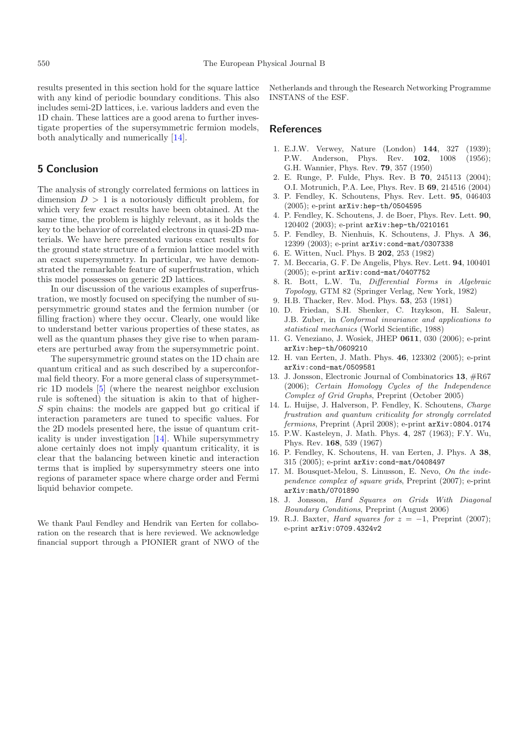results presented in this section hold for the square lattice with any kind of periodic boundary conditions. This also includes semi-2D lattices, i.e. various ladders and even the 1D chain. These lattices are a good arena to further investigate properties of the supersymmetric fermion models, both analytically and numerically [14].

## 5 Conclusion

The analysis of strongly correlated fermions on lattices in dimension $D > 1$ is a notoriously difficult problem, for which very few exact results have been obtained. At the same time, the problem is highly relevant, as it holds the key to the behavior of correlated electrons in quasi-2D materials. We have here presented various exact results for the ground state structure of a fermion lattice model with an exact supersymmetry. In particular, we have demonstrated the remarkable feature of superfrustration, which this model possesses on generic 2D lattices.

In our discussion of the various examples of superfrustration, we mostly focused on specifying the number of supersymmetric ground states and the fermion number (or filling fraction) where they occur. Clearly, one would like to understand better various properties of these states, as well as the quantum phases they give rise to when parameters are perturbed away from the supersymmetric point.

The supersymmetric ground states on the 1D chain are quantum critical and as such described by a superconformal field theory. For a more general class of supersymmetric 1D models [5] (where the nearest neighbor exclusion rule is softened) the situation is akin to that of higher-$S$ spin chains: the models are gapped but go critical if interaction parameters are tuned to specific values. For the 2D models presented here, the issue of quantum criticality is under investigation [14]. While supersymmetry alone certainly does not imply quantum criticality, it is clear that the balancing between kinetic and interaction terms that is implied by supersymmetry steers one into regions of parameter space where charge order and Fermi liquid behavior compete.

We thank Paul Fendley and Hendrik van Eerten for collaboration on the research that is here reviewed. We acknowledge financial support through a PIONIER grant of NWO of the Netherlands and through the Research Networking Programme INSTANS of the ESF.

## References

1. E.J.W. Verwey, Nature (London) **144**, 327 (1939); P.W. Anderson, Phys. Rev. **102**, 1008 (1956); G.H. Wannier, Phys. Rev. **79**, 357 (1950)
2. E. Runge, P. Fulde, Phys. Rev. B **70**, 245113 (2004); O.I. Motrunich, P.A. Lee, Phys. Rev. B **69**, 214516 (2004)
3. P. Fendley, K. Schoutens, Phys. Rev. Lett. **95**, 046403 (2005); e-print arXiv:hep-th/0504595
4. P. Fendley, K. Schoutens, J. de Boer, Phys. Rev. Lett. **90**, 120402 (2003); e-print arXiv:hep-th/0210161
5. P. Fendley, B. Nienhuis, K. Schoutens, J. Phys. A **36**, 12399 (2003); e-print arXiv:cond-mat/0307338
6. E. Witten, Nucl. Phys. B **202**, 253 (1982)
7. M. Beccaria, G. F. De Angelis, Phys. Rev. Lett. **94**, 100401 (2005); e-print arXiv:cond-mat/0407752
8. R. Bott, L.W. Tu, *Differential Forms in Algebraic Topology*, GTM 82 (Springer Verlag, New York, 1982)
9. H.B. Thacker, Rev. Mod. Phys. **53**, 253 (1981)
10. D. Friedan, S.H. Shenker, C. Itzykson, H. Saleur, J.B. Zuber, in *Conformal invariance and applications to statistical mechanics* (World Scientific, 1988)
11. G. Veneziano, J. Wosiek, JHEP **0611**, 030 (2006); e-print arXiv:hep-th/0609210
12. H. van Eerten, J. Math. Phys. **46**, 123302 (2005); e-print arXiv:cond-mat/0509581
13. J. Jonsson, Electronic Journal of Combinatorics **13**, #R67 (2006); *Certain Homology Cycles of the Independence Complex of Grid Graphs*, Preprint (October 2005)
14. L. Huijse, J. Halverson, P. Fendley, K. Schoutens, *Charge frustration and quantum criticality for strongly correlated fermions*, Preprint (April 2008); e-print arXiv:0804.0174
15. P.W. Kasteleyn, J. Math. Phys. **4**, 287 (1963); F.Y. Wu, Phys. Rev. **168**, 539 (1967)
16. P. Fendley, K. Schoutens, H. van Eerten, J. Phys. A **38**, 315 (2005); e-print arXiv:cond-mat/0408497
17. M. Bousquet-Melou, S. Linusson, E. Nevo, *On the independence complex of square grids*, Preprint (2007); e-print arXiv:math/0701890
18. J. Jonsson, *Hard Squares on Grids With Diagonal Boundary Conditions*, Preprint (August 2006)
19. R.J. Baxter, *Hard squares for $z = -1$*, Preprint (2007); e-print arXiv:0709.4324v2